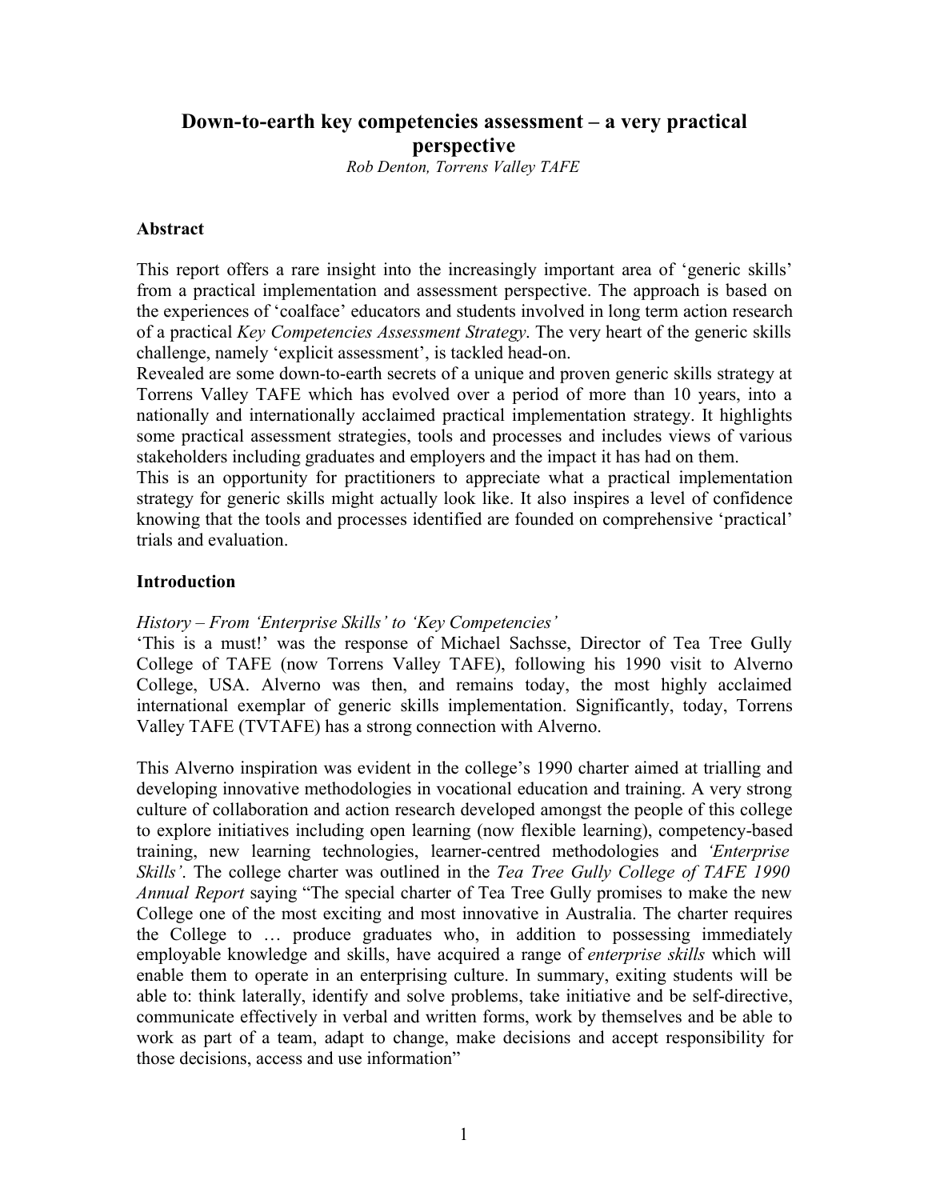# Down-to-earth key competencies assessment – a very practical perspective

*Rob Denton, Torrens Valley TAFE*

## Abstract

This report offers a rare insight into the increasingly important area of 'generic skills' from a practical implementation and assessment perspective. The approach is based on the experiences of 'coalface' educators and students involved in long term action research of a practical *Key Competencies Assessment Strategy*. The very heart of the generic skills challenge, namely 'explicit assessment', is tackled head-on.

Revealed are some down-to-earth secrets of a unique and proven generic skills strategy at Torrens Valley TAFE which has evolved over a period of more than 10 years, into a nationally and internationally acclaimed practical implementation strategy. It highlights some practical assessment strategies, tools and processes and includes views of various stakeholders including graduates and employers and the impact it has had on them.

This is an opportunity for practitioners to appreciate what a practical implementation strategy for generic skills might actually look like. It also inspires a level of confidence knowing that the tools and processes identified are founded on comprehensive 'practical' trials and evaluation.

## Introduction

*History – From 'Enterprise Skills' to 'Key Competencies'*

'This is a must!' was the response of Michael Sachsse, Director of Tea Tree Gully College of TAFE (now Torrens Valley TAFE), following his 1990 visit to Alverno College, USA. Alverno was then, and remains today, the most highly acclaimed international exemplar of generic skills implementation. Significantly, today, Torrens Valley TAFE (TVTAFE) has a strong connection with Alverno.

This Alverno inspiration was evident in the college's 1990 charter aimed at trialling and developing innovative methodologies in vocational education and training. A very strong culture of collaboration and action research developed amongst the people of this college to explore initiatives including open learning (now flexible learning), competency-based training, new learning technologies, learner-centred methodologies and *'Enterprise Skills'*. The college charter was outlined in the *Tea Tree Gully College of TAFE 1990 Annual Report* saying "The special charter of Tea Tree Gully promises to make the new College one of the most exciting and most innovative in Australia. The charter requires the College to … produce graduates who, in addition to possessing immediately employable knowledge and skills, have acquired a range of *enterprise skills* which will enable them to operate in an enterprising culture. In summary, exiting students will be able to: think laterally, identify and solve problems, take initiative and be self-directive, communicate effectively in verbal and written forms, work by themselves and be able to work as part of a team, adapt to change, make decisions and accept responsibility for those decisions, access and use information"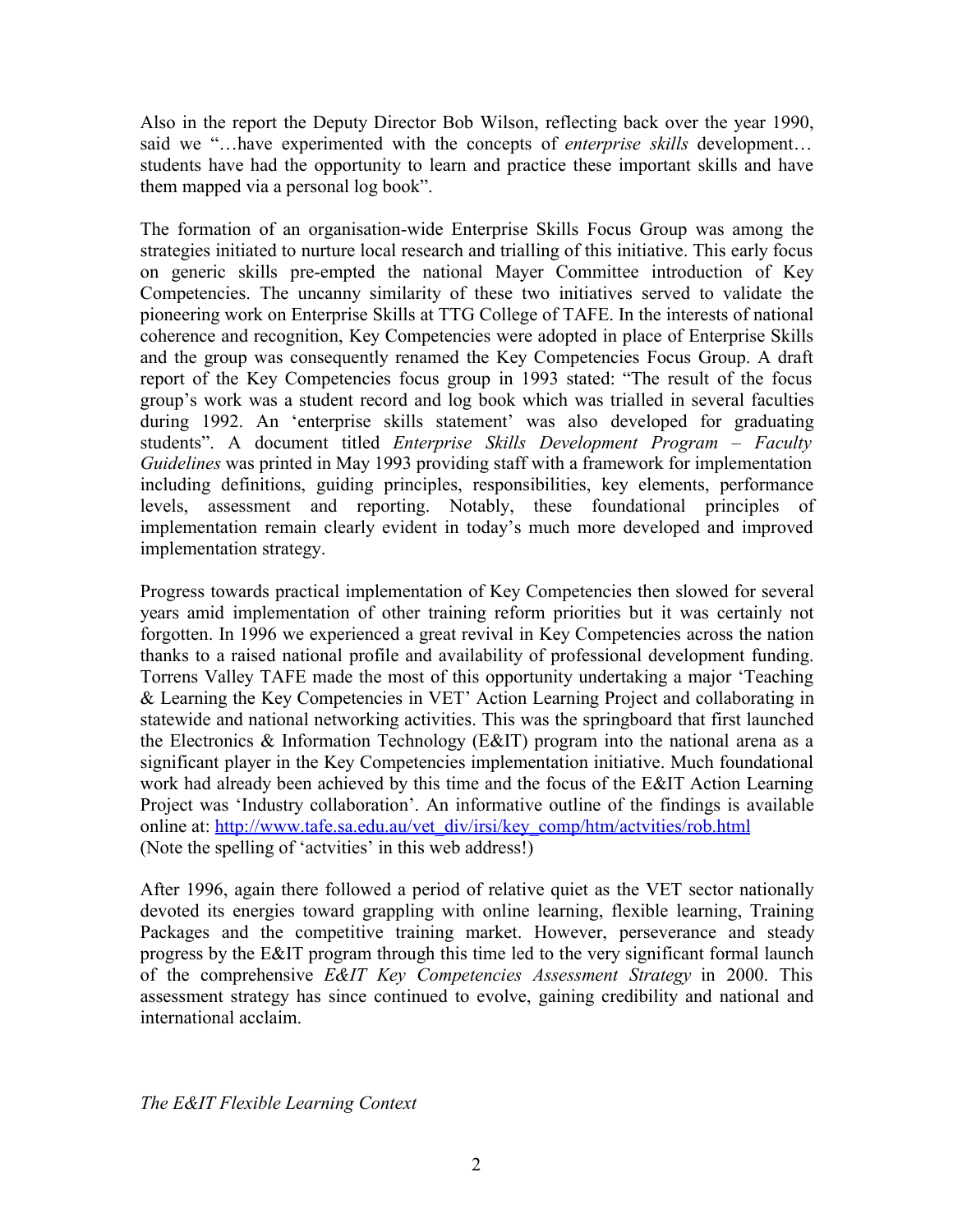Also in the report the Deputy Director Bob Wilson, reflecting back over the year 1990, said we "…have experimented with the concepts of *enterprise skills* development… students have had the opportunity to learn and practice these important skills and have them mapped via a personal log book".

The formation of an organisation-wide Enterprise Skills Focus Group was among the strategies initiated to nurture local research and trialling of this initiative. This early focus on generic skills pre-empted the national Mayer Committee introduction of Key Competencies. The uncanny similarity of these two initiatives served to validate the pioneering work on Enterprise Skills at TTG College of TAFE. In the interests of national coherence and recognition, Key Competencies were adopted in place of Enterprise Skills and the group was consequently renamed the Key Competencies Focus Group. A draft report of the Key Competencies focus group in 1993 stated: "The result of the focus group's work was a student record and log book which was trialled in several faculties during 1992. An 'enterprise skills statement' was also developed for graduating students". A document titled *Enterprise Skills Development Program – Faculty Guidelines* was printed in May 1993 providing staff with a framework for implementation including definitions, guiding principles, responsibilities, key elements, performance levels, assessment and reporting. Notably, these foundational principles of implementation remain clearly evident in today's much more developed and improved implementation strategy.

Progress towards practical implementation of Key Competencies then slowed for several years amid implementation of other training reform priorities but it was certainly not forgotten. In 1996 we experienced a great revival in Key Competencies across the nation thanks to a raised national profile and availability of professional development funding. Torrens Valley TAFE made the most of this opportunity undertaking a major 'Teaching & Learning the Key Competencies in VET' Action Learning Project and collaborating in statewide and national networking activities. This was the springboard that first launched the Electronics & Information Technology (E&IT) program into the national arena as a significant player in the Key Competencies implementation initiative. Much foundational work had already been achieved by this time and the focus of the E&IT Action Learning Project was 'Industry collaboration'. An informative outline of the findings is available online at: [http://www.tafe.sa.edu.au/vet_div/irsi/key_comp/htm/actvities/rob.html](http://www.tafe.sa.edu.au/vet_div/irsi/key_comp/htm/actvities/rob.html)
(Note the spelling of 'actvities' in this web address!)

After 1996, again there followed a period of relative quiet as the VET sector nationally devoted its energies toward grappling with online learning, flexible learning, Training Packages and the competitive training market. However, perseverance and steady progress by the E&IT program through this time led to the very significant formal launch of the comprehensive *E&IT Key Competencies Assessment Strategy* in 2000. This assessment strategy has since continued to evolve, gaining credibility and national and international acclaim.

*The E&IT Flexible Learning Context*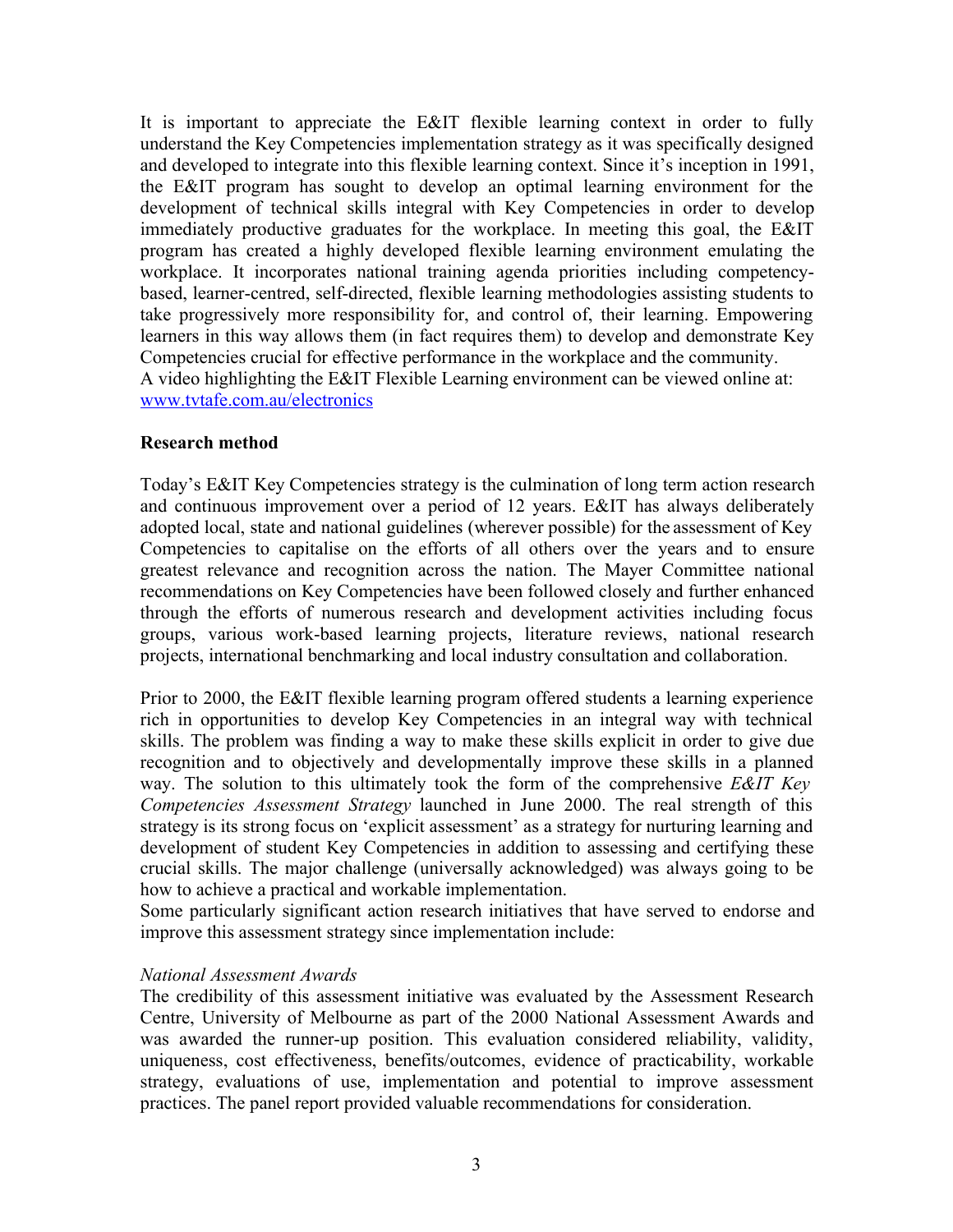It is important to appreciate the E&IT flexible learning context in order to fully understand the Key Competencies implementation strategy as it was specifically designed and developed to integrate into this flexible learning context. Since it's inception in 1991, the E&IT program has sought to develop an optimal learning environment for the development of technical skills integral with Key Competencies in order to develop immediately productive graduates for the workplace. In meeting this goal, the E&IT program has created a highly developed flexible learning environment emulating the workplace. It incorporates national training agenda priorities including competency-based, learner-centred, self-directed, flexible learning methodologies assisting students to take progressively more responsibility for, and control of, their learning. Empowering learners in this way allows them (in fact requires them) to develop and demonstrate Key Competencies crucial for effective performance in the workplace and the community.
A video highlighting the E&IT Flexible Learning environment can be viewed online at: www.tvtafe.com.au/electronics

**Research method**

Today's E&IT Key Competencies strategy is the culmination of long term action research and continuous improvement over a period of 12 years. E&IT has always deliberately adopted local, state and national guidelines (wherever possible) for the assessment of Key Competencies to capitalise on the efforts of all others over the years and to ensure greatest relevance and recognition across the nation. The Mayer Committee national recommendations on Key Competencies have been followed closely and further enhanced through the efforts of numerous research and development activities including focus groups, various work-based learning projects, literature reviews, national research projects, international benchmarking and local industry consultation and collaboration.

Prior to 2000, the E&IT flexible learning program offered students a learning experience rich in opportunities to develop Key Competencies in an integral way with technical skills. The problem was finding a way to make these skills explicit in order to give due recognition and to objectively and developmentally improve these skills in a planned way. The solution to this ultimately took the form of the comprehensive *E&IT Key Competencies Assessment Strategy* launched in June 2000. The real strength of this strategy is its strong focus on 'explicit assessment' as a strategy for nurturing learning and development of student Key Competencies in addition to assessing and certifying these crucial skills. The major challenge (universally acknowledged) was always going to be how to achieve a practical and workable implementation.
Some particularly significant action research initiatives that have served to endorse and improve this assessment strategy since implementation include:

*National Assessment Awards*
The credibility of this assessment initiative was evaluated by the Assessment Research Centre, University of Melbourne as part of the 2000 National Assessment Awards and was awarded the runner-up position. This evaluation considered reliability, validity, uniqueness, cost effectiveness, benefits/outcomes, evidence of practicability, workable strategy, evaluations of use, implementation and potential to improve assessment practices. The panel report provided valuable recommendations for consideration.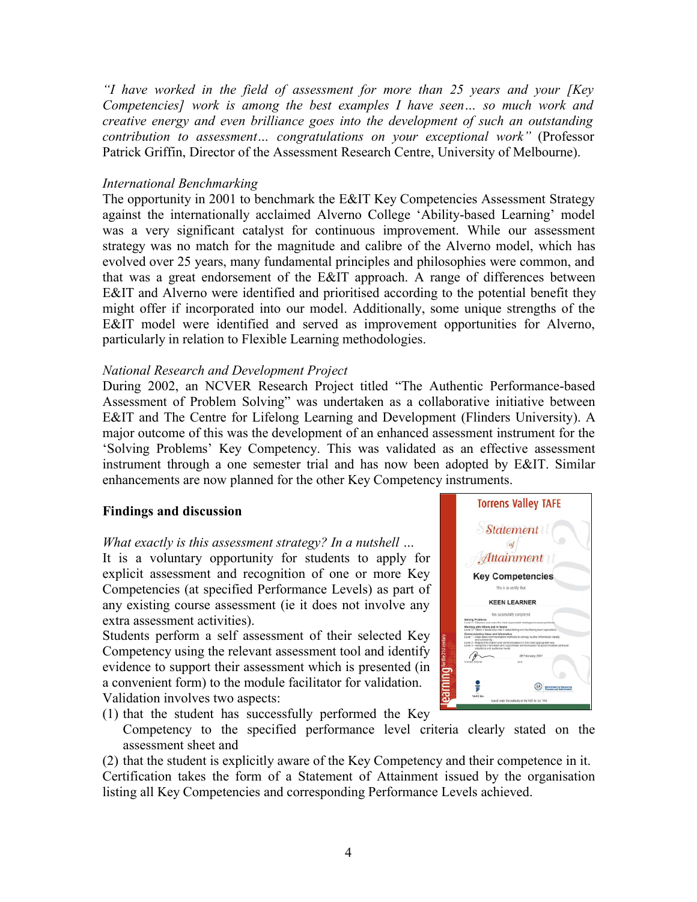*"I have worked in the field of assessment for more than 25 years and your [Key Competencies] work is among the best examples I have seen… so much work and creative energy and even brilliance goes into the development of such an outstanding contribution to assessment… congratulations on your exceptional work"* (Professor Patrick Griffin, Director of the Assessment Research Centre, University of Melbourne).

*International Benchmarking*

The opportunity in 2001 to benchmark the E&IT Key Competencies Assessment Strategy against the internationally acclaimed Alverno College 'Ability-based Learning' model was a very significant catalyst for continuous improvement. While our assessment strategy was no match for the magnitude and calibre of the Alverno model, which has evolved over 25 years, many fundamental principles and philosophies were common, and that was a great endorsement of the E&IT approach. A range of differences between E&IT and Alverno were identified and prioritised according to the potential benefit they might offer if incorporated into our model. Additionally, some unique strengths of the E&IT model were identified and served as improvement opportunities for Alverno, particularly in relation to Flexible Learning methodologies.

*National Research and Development Project*

During 2002, an NCVER Research Project titled "The Authentic Performance-based Assessment of Problem Solving" was undertaken as a collaborative initiative between E&IT and The Centre for Lifelong Learning and Development (Flinders University). A major outcome of this was the development of an enhanced assessment instrument for the 'Solving Problems' Key Competency. This was validated as an effective assessment instrument through a one semester trial and has now been adopted by E&IT. Similar enhancements are now planned for the other Key Competency instruments.

**Findings and discussion**

*What exactly is this assessment strategy? In a nutshell …*

It is a voluntary opportunity for students to apply for explicit assessment and recognition of one or more Key Competencies (at specified Performance Levels) as part of any existing course assessment (ie it does not involve any extra assessment activities).

Students perform a self assessment of their selected Key Competency using the relevant assessment tool and identify evidence to support their assessment which is presented (in a convenient form) to the module facilitator for validation.

Validation involves two aspects:

(1) that the student has successfully performed the Key Competency to the specified performance level criteria clearly stated on the assessment sheet and

(2) that the student is explicitly aware of the Key Competency and their competence in it.

Certification takes the form of a Statement of Attainment issued by the organisation listing all Key Competencies and corresponding Performance Levels achieved.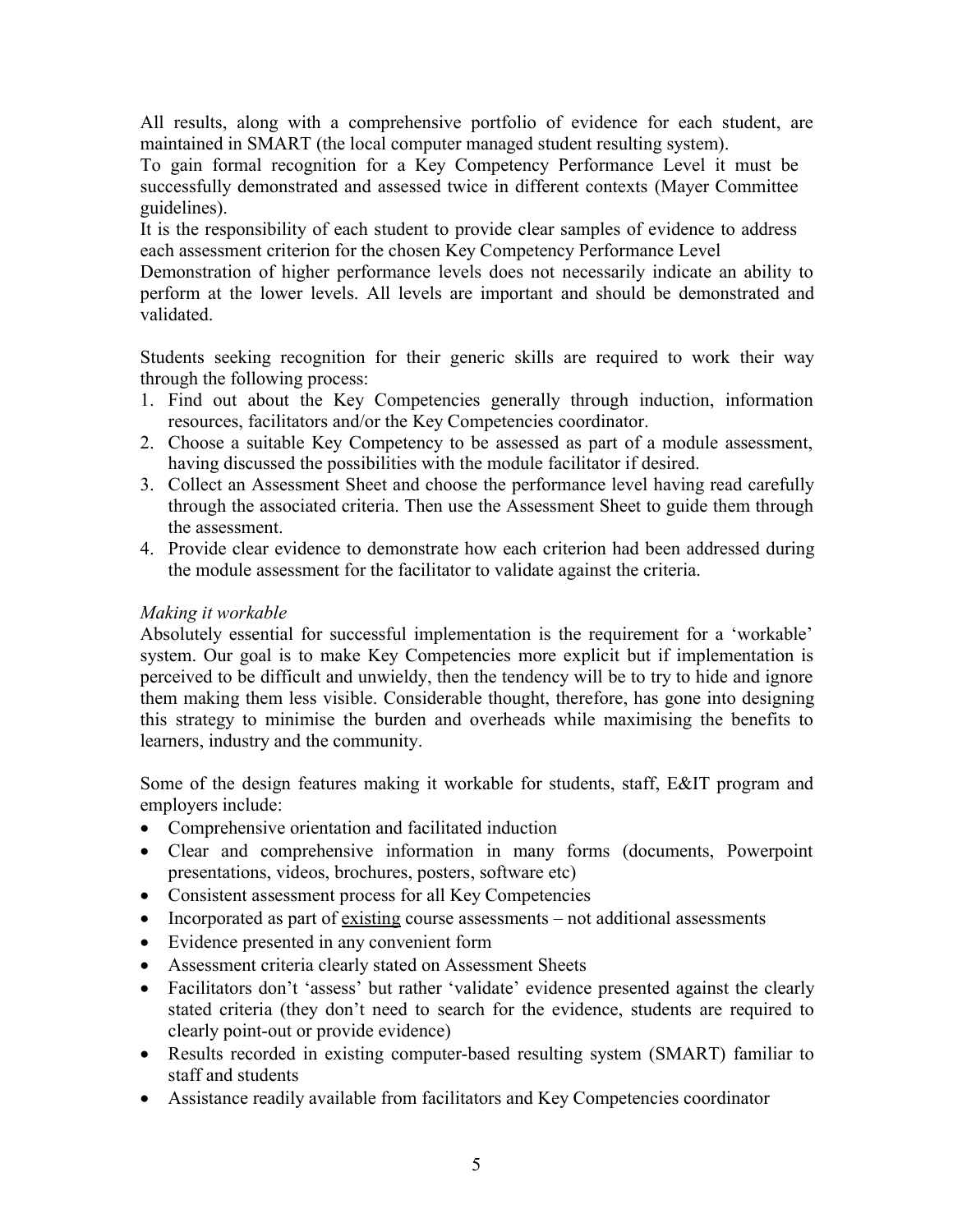All results, along with a comprehensive portfolio of evidence for each student, are maintained in SMART (the local computer managed student resulting system).
To gain formal recognition for a Key Competency Performance Level it must be successfully demonstrated and assessed twice in different contexts (Mayer Committee guidelines).
It is the responsibility of each student to provide clear samples of evidence to address each assessment criterion for the chosen Key Competency Performance Level
Demonstration of higher performance levels does not necessarily indicate an ability to perform at the lower levels. All levels are important and should be demonstrated and validated.

Students seeking recognition for their generic skills are required to work their way through the following process:

1. Find out about the Key Competencies generally through induction, information resources, facilitators and/or the Key Competencies coordinator.
2. Choose a suitable Key Competency to be assessed as part of a module assessment, having discussed the possibilities with the module facilitator if desired.
3. Collect an Assessment Sheet and choose the performance level having read carefully through the associated criteria. Then use the Assessment Sheet to guide them through the assessment.
4. Provide clear evidence to demonstrate how each criterion had been addressed during the module assessment for the facilitator to validate against the criteria.

*Making it workable*

Absolutely essential for successful implementation is the requirement for a 'workable' system. Our goal is to make Key Competencies more explicit but if implementation is perceived to be difficult and unwieldy, then the tendency will be to try to hide and ignore them making them less visible. Considerable thought, therefore, has gone into designing this strategy to minimise the burden and overheads while maximising the benefits to learners, industry and the community.

Some of the design features making it workable for students, staff, E&IT program and employers include:

- Comprehensive orientation and facilitated induction
- Clear and comprehensive information in many forms (documents, Powerpoint presentations, videos, brochures, posters, software etc)
- Consistent assessment process for all Key Competencies
- Incorporated as part of <u>existing</u> course assessments – not additional assessments
- Evidence presented in any convenient form
- Assessment criteria clearly stated on Assessment Sheets
- Facilitators don't 'assess' but rather 'validate' evidence presented against the clearly stated criteria (they don't need to search for the evidence, students are required to clearly point-out or provide evidence)
- Results recorded in existing computer-based resulting system (SMART) familiar to staff and students
- Assistance readily available from facilitators and Key Competencies coordinator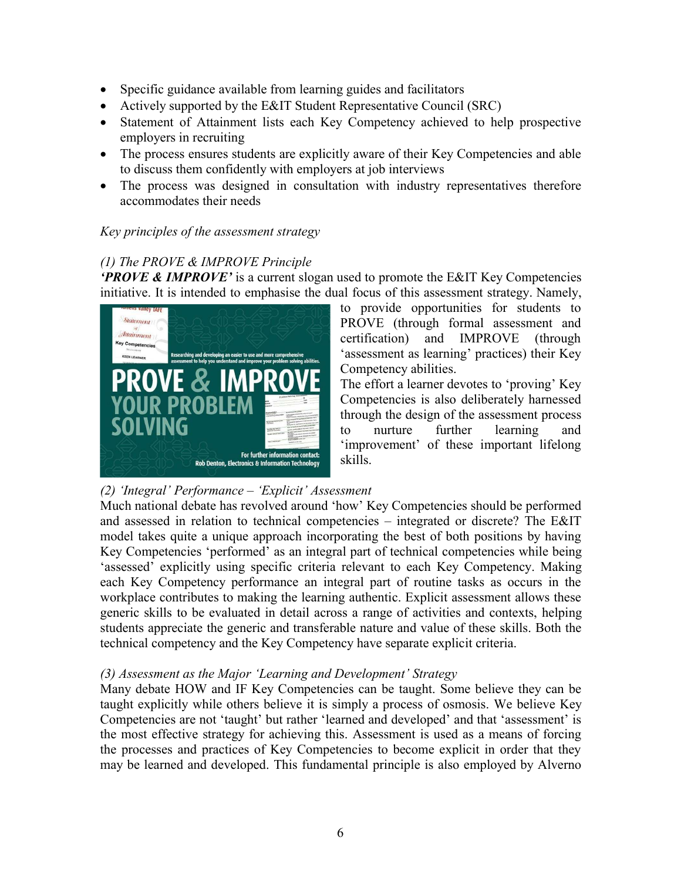- Specific guidance available from learning guides and facilitators
- Actively supported by the E&IT Student Representative Council (SRC)
- Statement of Attainment lists each Key Competency achieved to help prospective employers in recruiting
- The process ensures students are explicitly aware of their Key Competencies and able to discuss them confidently with employers at job interviews
- The process was designed in consultation with industry representatives therefore accommodates their needs

*Key principles of the assessment strategy*

*(1) The PROVE & IMPROVE Principle*

***'PROVE & IMPROVE'*** is a current slogan used to promote the E&IT Key Competencies initiative. It is intended to emphasise the dual focus of this assessment strategy. Namely, to provide opportunities for students to PROVE (through formal assessment and certification) and IMPROVE (through 'assessment as learning' practices) their Key Competency abilities.

The effort a learner devotes to 'proving' Key Competencies is also deliberately harnessed through the design of the assessment process to nurture further learning and 'improvement' of these important lifelong skills.

*(2) 'Integral' Performance – 'Explicit' Assessment*

Much national debate has revolved around 'how' Key Competencies should be performed and assessed in relation to technical competencies – integrated or discrete? The E&IT model takes quite a unique approach incorporating the best of both positions by having Key Competencies 'performed' as an integral part of technical competencies while being 'assessed' explicitly using specific criteria relevant to each Key Competency. Making each Key Competency performance an integral part of routine tasks as occurs in the workplace contributes to making the learning authentic. Explicit assessment allows these generic skills to be evaluated in detail across a range of activities and contexts, helping students appreciate the generic and transferable nature and value of these skills. Both the technical competency and the Key Competency have separate explicit criteria.

*(3) Assessment as the Major 'Learning and Development' Strategy*

Many debate HOW and IF Key Competencies can be taught. Some believe they can be taught explicitly while others believe it is simply a process of osmosis. We believe Key Competencies are not 'taught' but rather 'learned and developed' and that 'assessment' is the most effective strategy for achieving this. Assessment is used as a means of forcing the processes and practices of Key Competencies to become explicit in order that they may be learned and developed. This fundamental principle is also employed by Alverno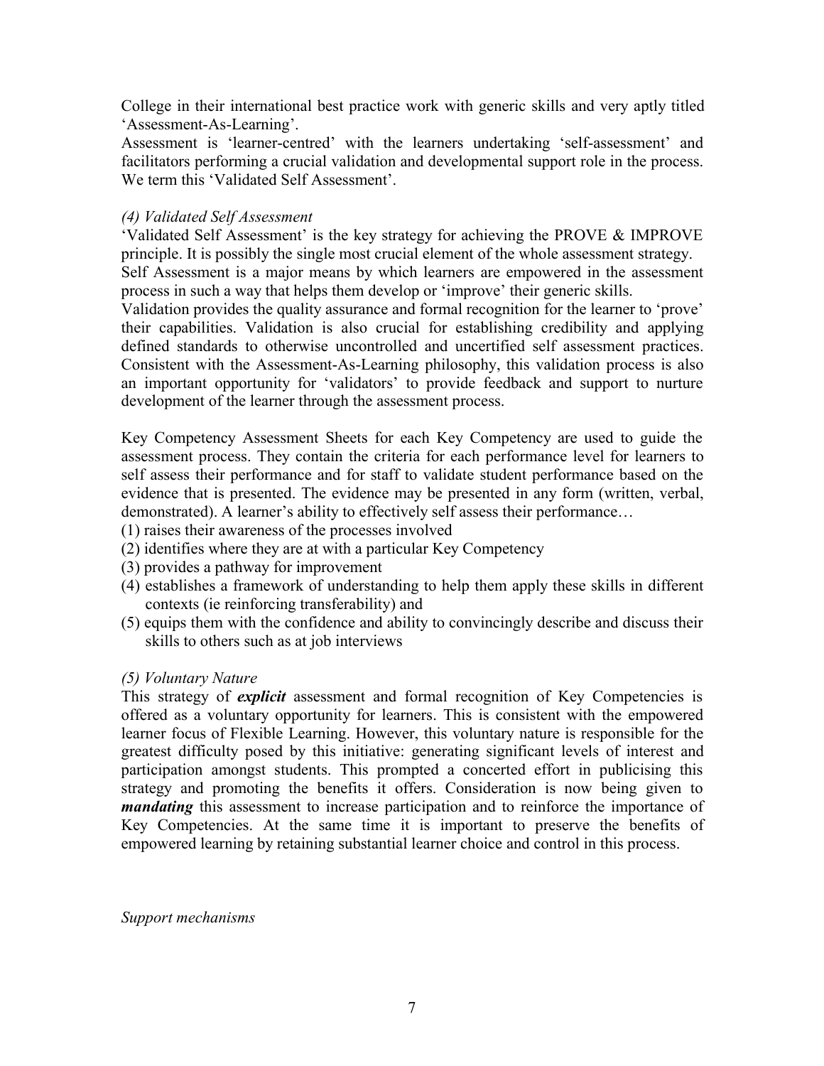College in their international best practice work with generic skills and very aptly titled 'Assessment-As-Learning'.

Assessment is 'learner-centred' with the learners undertaking 'self-assessment' and facilitators performing a crucial validation and developmental support role in the process. We term this 'Validated Self Assessment'.

*(4) Validated Self Assessment*

'Validated Self Assessment' is the key strategy for achieving the PROVE & IMPROVE principle. It is possibly the single most crucial element of the whole assessment strategy.

Self Assessment is a major means by which learners are empowered in the assessment process in such a way that helps them develop or 'improve' their generic skills.

Validation provides the quality assurance and formal recognition for the learner to 'prove' their capabilities. Validation is also crucial for establishing credibility and applying defined standards to otherwise uncontrolled and uncertified self assessment practices. Consistent with the Assessment-As-Learning philosophy, this validation process is also an important opportunity for 'validators' to provide feedback and support to nurture development of the learner through the assessment process.

Key Competency Assessment Sheets for each Key Competency are used to guide the assessment process. They contain the criteria for each performance level for learners to self assess their performance and for staff to validate student performance based on the evidence that is presented. The evidence may be presented in any form (written, verbal, demonstrated). A learner's ability to effectively self assess their performance…

(1) raises their awareness of the processes involved
(2) identifies where they are at with a particular Key Competency
(3) provides a pathway for improvement
(4) establishes a framework of understanding to help them apply these skills in different contexts (ie reinforcing transferability) and
(5) equips them with the confidence and ability to convincingly describe and discuss their skills to others such as at job interviews

*(5) Voluntary Nature*

This strategy of ***explicit*** assessment and formal recognition of Key Competencies is offered as a voluntary opportunity for learners. This is consistent with the empowered learner focus of Flexible Learning. However, this voluntary nature is responsible for the greatest difficulty posed by this initiative: generating significant levels of interest and participation amongst students. This prompted a concerted effort in publicising this strategy and promoting the benefits it offers. Consideration is now being given to ***mandating*** this assessment to increase participation and to reinforce the importance of Key Competencies. At the same time it is important to preserve the benefits of empowered learning by retaining substantial learner choice and control in this process.

*Support mechanisms*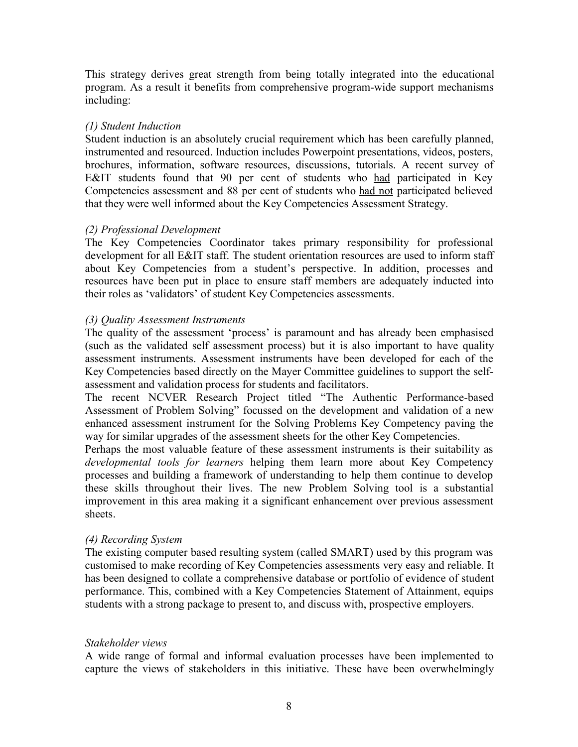This strategy derives great strength from being totally integrated into the educational program. As a result it benefits from comprehensive program-wide support mechanisms including:

*(1) Student Induction*

Student induction is an absolutely crucial requirement which has been carefully planned, instrumented and resourced. Induction includes Powerpoint presentations, videos, posters, brochures, information, software resources, discussions, tutorials. A recent survey of E&IT students found that 90 per cent of students who <u>had</u> participated in Key Competencies assessment and 88 per cent of students who <u>had not</u> participated believed that they were well informed about the Key Competencies Assessment Strategy.

*(2) Professional Development*

The Key Competencies Coordinator takes primary responsibility for professional development for all E&IT staff. The student orientation resources are used to inform staff about Key Competencies from a student's perspective. In addition, processes and resources have been put in place to ensure staff members are adequately inducted into their roles as 'validators' of student Key Competencies assessments.

*(3) Quality Assessment Instruments*

The quality of the assessment 'process' is paramount and has already been emphasised (such as the validated self assessment process) but it is also important to have quality assessment instruments. Assessment instruments have been developed for each of the Key Competencies based directly on the Mayer Committee guidelines to support the self-assessment and validation process for students and facilitators.

The recent NCVER Research Project titled "The Authentic Performance-based Assessment of Problem Solving" focussed on the development and validation of a new enhanced assessment instrument for the Solving Problems Key Competency paving the way for similar upgrades of the assessment sheets for the other Key Competencies.

Perhaps the most valuable feature of these assessment instruments is their suitability as *developmental tools for learners* helping them learn more about Key Competency processes and building a framework of understanding to help them continue to develop these skills throughout their lives. The new Problem Solving tool is a substantial improvement in this area making it a significant enhancement over previous assessment sheets.

*(4) Recording System*

The existing computer based resulting system (called SMART) used by this program was customised to make recording of Key Competencies assessments very easy and reliable. It has been designed to collate a comprehensive database or portfolio of evidence of student performance. This, combined with a Key Competencies Statement of Attainment, equips students with a strong package to present to, and discuss with, prospective employers.

*Stakeholder views*

A wide range of formal and informal evaluation processes have been implemented to capture the views of stakeholders in this initiative. These have been overwhelmingly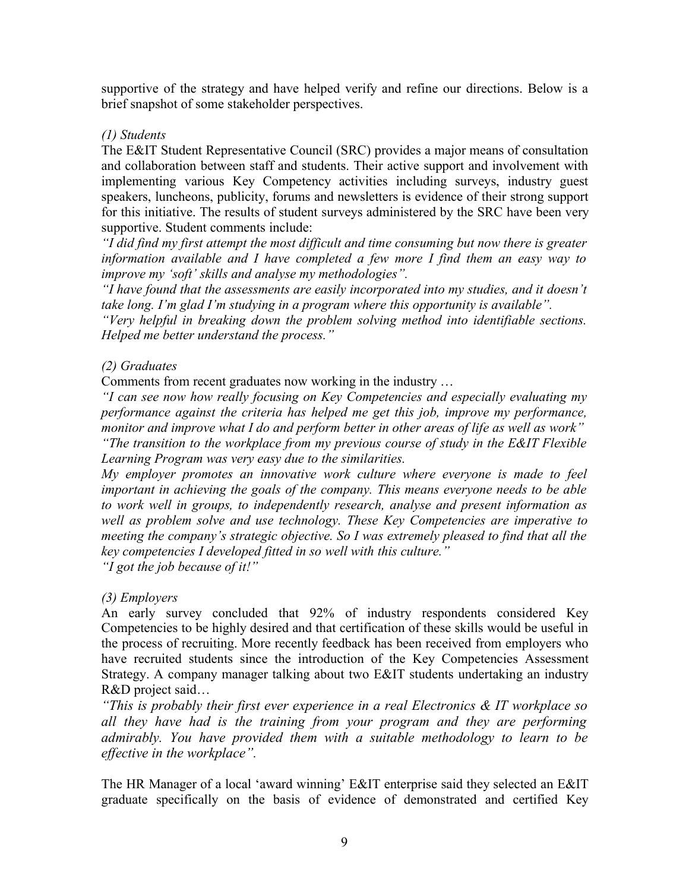supportive of the strategy and have helped verify and refine our directions. Below is a brief snapshot of some stakeholder perspectives.

*(1) Students*

The E&IT Student Representative Council (SRC) provides a major means of consultation and collaboration between staff and students. Their active support and involvement with implementing various Key Competency activities including surveys, industry guest speakers, luncheons, publicity, forums and newsletters is evidence of their strong support for this initiative. The results of student surveys administered by the SRC have been very supportive. Student comments include:

*"I did find my first attempt the most difficult and time consuming but now there is greater information available and I have completed a few more I find them an easy way to improve my 'soft' skills and analyse my methodologies".*

*"I have found that the assessments are easily incorporated into my studies, and it doesn't take long. I'm glad I'm studying in a program where this opportunity is available".*

*"Very helpful in breaking down the problem solving method into identifiable sections. Helped me better understand the process."*

*(2) Graduates*

Comments from recent graduates now working in the industry …

*"I can see now how really focusing on Key Competencies and especially evaluating my performance against the criteria has helped me get this job, improve my performance, monitor and improve what I do and perform better in other areas of life as well as work"*

*"The transition to the workplace from my previous course of study in the E&IT Flexible Learning Program was very easy due to the similarities.*

*My employer promotes an innovative work culture where everyone is made to feel important in achieving the goals of the company. This means everyone needs to be able to work well in groups, to independently research, analyse and present information as well as problem solve and use technology. These Key Competencies are imperative to meeting the company's strategic objective. So I was extremely pleased to find that all the key competencies I developed fitted in so well with this culture."*

*"I got the job because of it!"*

*(3) Employers*

An early survey concluded that 92% of industry respondents considered Key Competencies to be highly desired and that certification of these skills would be useful in the process of recruiting. More recently feedback has been received from employers who have recruited students since the introduction of the Key Competencies Assessment Strategy. A company manager talking about two E&IT students undertaking an industry R&D project said…

*"This is probably their first ever experience in a real Electronics & IT workplace so all they have had is the training from your program and they are performing admirably. You have provided them with a suitable methodology to learn to be effective in the workplace".*

The HR Manager of a local 'award winning' E&IT enterprise said they selected an E&IT graduate specifically on the basis of evidence of demonstrated and certified Key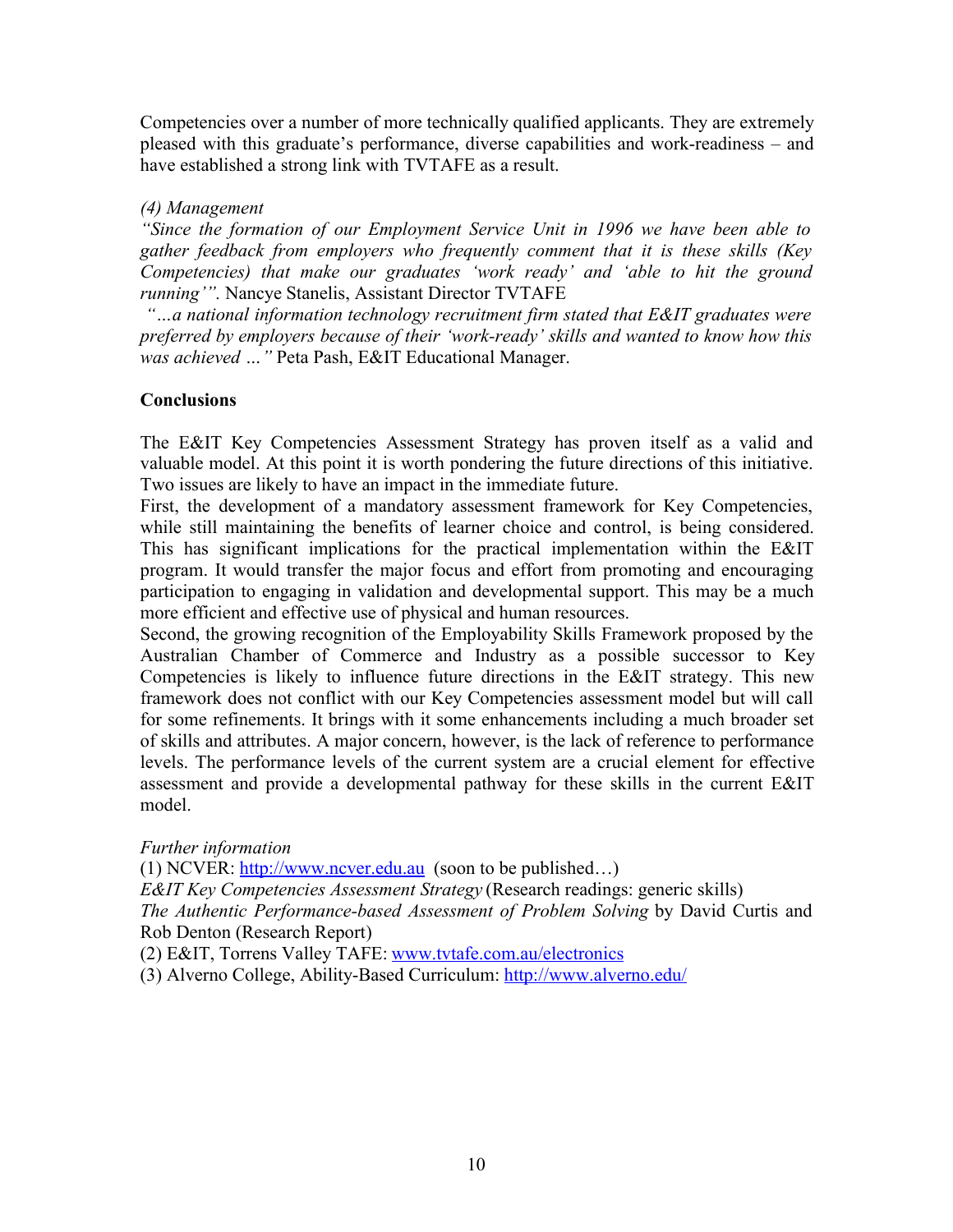Competencies over a number of more technically qualified applicants. They are extremely pleased with this graduate's performance, diverse capabilities and work-readiness – and have established a strong link with TVTAFE as a result.

*(4) Management*

*"Since the formation of our Employment Service Unit in 1996 we have been able to gather feedback from employers who frequently comment that it is these skills (Key Competencies) that make our graduates 'work ready' and 'able to hit the ground running'".* Nancye Stanelis, Assistant Director TVTAFE

*"…a national information technology recruitment firm stated that E&IT graduates were preferred by employers because of their 'work-ready' skills and wanted to know how this was achieved …"* Peta Pash, E&IT Educational Manager.

**Conclusions**

The E&IT Key Competencies Assessment Strategy has proven itself as a valid and valuable model. At this point it is worth pondering the future directions of this initiative. Two issues are likely to have an impact in the immediate future.

First, the development of a mandatory assessment framework for Key Competencies, while still maintaining the benefits of learner choice and control, is being considered. This has significant implications for the practical implementation within the E&IT program. It would transfer the major focus and effort from promoting and encouraging participation to engaging in validation and developmental support. This may be a much more efficient and effective use of physical and human resources.

Second, the growing recognition of the Employability Skills Framework proposed by the Australian Chamber of Commerce and Industry as a possible successor to Key Competencies is likely to influence future directions in the E&IT strategy. This new framework does not conflict with our Key Competencies assessment model but will call for some refinements. It brings with it some enhancements including a much broader set of skills and attributes. A major concern, however, is the lack of reference to performance levels. The performance levels of the current system are a crucial element for effective assessment and provide a developmental pathway for these skills in the current E&IT model.

*Further information*

(1) NCVER: http://www.ncver.edu.au (soon to be published…)

*E&IT Key Competencies Assessment Strategy* (Research readings: generic skills)

*The Authentic Performance-based Assessment of Problem Solving* by David Curtis and Rob Denton (Research Report)

(2) E&IT, Torrens Valley TAFE: www.tvtafe.com.au/electronics

(3) Alverno College, Ability-Based Curriculum: http://www.alverno.edu/